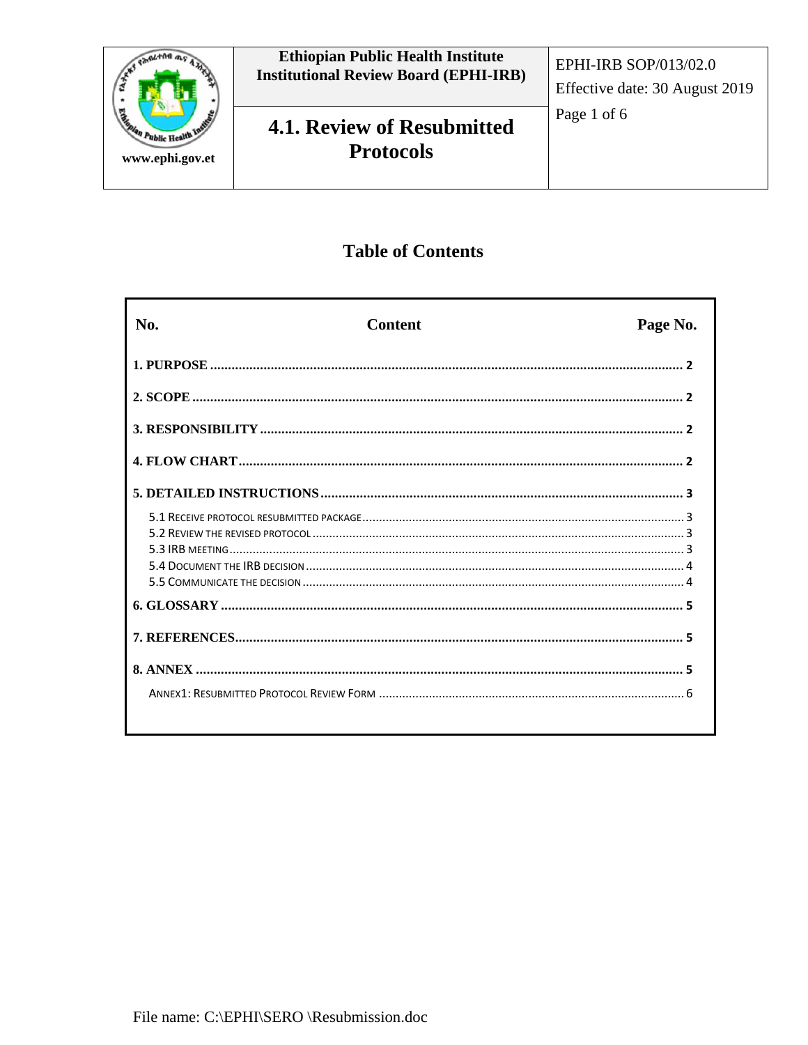| Ethiopian Public Health Institute Institutional Review Board (EPHI-IRB) | EPHI-IRB SOP/013/02.0 Effective date: 30 August 2019 |
| --- | --- |
| **4.1. Review of Resubmitted Protocols** | |

www.ephi.gov.et

# Table of Contents

| No. | Content | Page No. |
| --- | --- | --- |
| **1. PURPOSE** | | **2** |
| **2. SCOPE** | | **2** |
| **3. RESPONSIBILITY** | | **2** |
| **4. FLOW CHART** | | **2** |
| **5. DETAILED INSTRUCTIONS** | | **3** |
| 5.1 Receive protocol resubmitted package | | 3 |
| 5.2 Review the revised protocol | | 3 |
| 5.3 IRB meeting | | 3 |
| 5.4 Document the IRB decision | | 4 |
| 5.5 Communicate the decision | | 4 |
| **6. GLOSSARY** | | **5** |
| **7. REFERENCES** | | **5** |
| **8. ANNEX** | | **5** |
| Annex1: Resubmitted Protocol Review Form | | 6 |

File name: C:\EPHI\SERO \Resubmission.doc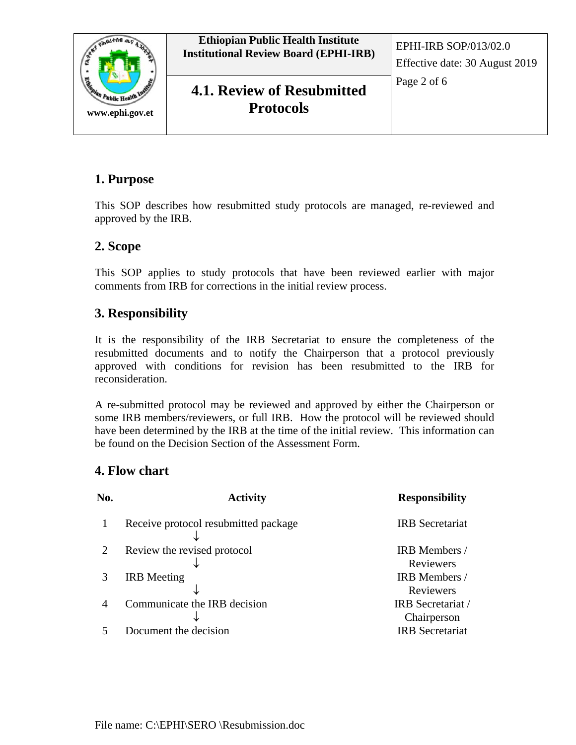## 1. Purpose

This SOP describes how resubmitted study protocols are managed, re-reviewed and approved by the IRB.

## 2. Scope

This SOP applies to study protocols that have been reviewed earlier with major comments from IRB for corrections in the initial review process.

## 3. Responsibility

It is the responsibility of the IRB Secretariat to ensure the completeness of the resubmitted documents and to notify the Chairperson that a protocol previously approved with conditions for revision has been resubmitted to the IRB for reconsideration.

A re-submitted protocol may be reviewed and approved by either the Chairperson or some IRB members/reviewers, or full IRB. How the protocol will be reviewed should have been determined by the IRB at the time of the initial review. This information can be found on the Decision Section of the Assessment Form.

## 4. Flow chart

| No. | Activity | Responsibility |
|---|---|---|
| 1 | Receive protocol resubmitted package<br>↓ | IRB Secretariat |
| 2 | Review the revised protocol<br>↓ | IRB Members / Reviewers |
| 3 | IRB Meeting<br>↓ | IRB Members / Reviewers |
| 4 | Communicate the IRB decision<br>↓ | IRB Secretariat / Chairperson |
| 5 | Document the decision | IRB Secretariat |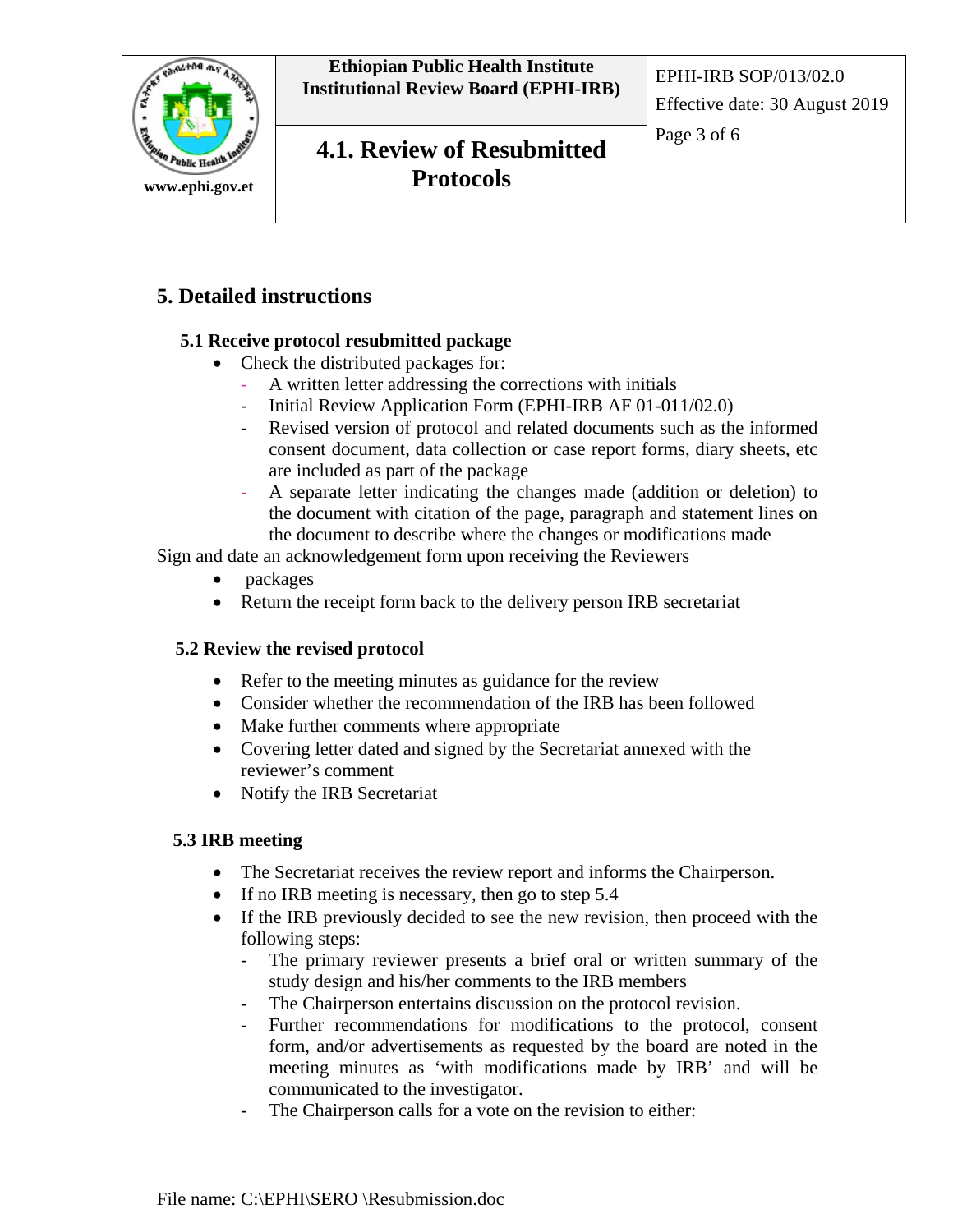## 5. Detailed instructions

### 5.1 Receive protocol resubmitted package

- Check the distributed packages for:
  - A written letter addressing the corrections with initials
  - Initial Review Application Form (EPHI-IRB AF 01-011/02.0)
  - Revised version of protocol and related documents such as the informed consent document, data collection or case report forms, diary sheets, etc are included as part of the package
  - A separate letter indicating the changes made (addition or deletion) to the document with citation of the page, paragraph and statement lines on the document to describe where the changes or modifications made

Sign and date an acknowledgement form upon receiving the Reviewers

- packages
- Return the receipt form back to the delivery person IRB secretariat

### 5.2 Review the revised protocol

- Refer to the meeting minutes as guidance for the review
- Consider whether the recommendation of the IRB has been followed
- Make further comments where appropriate
- Covering letter dated and signed by the Secretariat annexed with the reviewer's comment
- Notify the IRB Secretariat

### 5.3 IRB meeting

- The Secretariat receives the review report and informs the Chairperson.
- If no IRB meeting is necessary, then go to step 5.4
- If the IRB previously decided to see the new revision, then proceed with the following steps:
  - The primary reviewer presents a brief oral or written summary of the study design and his/her comments to the IRB members
  - The Chairperson entertains discussion on the protocol revision.
  - Further recommendations for modifications to the protocol, consent form, and/or advertisements as requested by the board are noted in the meeting minutes as 'with modifications made by IRB' and will be communicated to the investigator.
  - The Chairperson calls for a vote on the revision to either:

File name: C:\EPHI\SERO \Resubmission.doc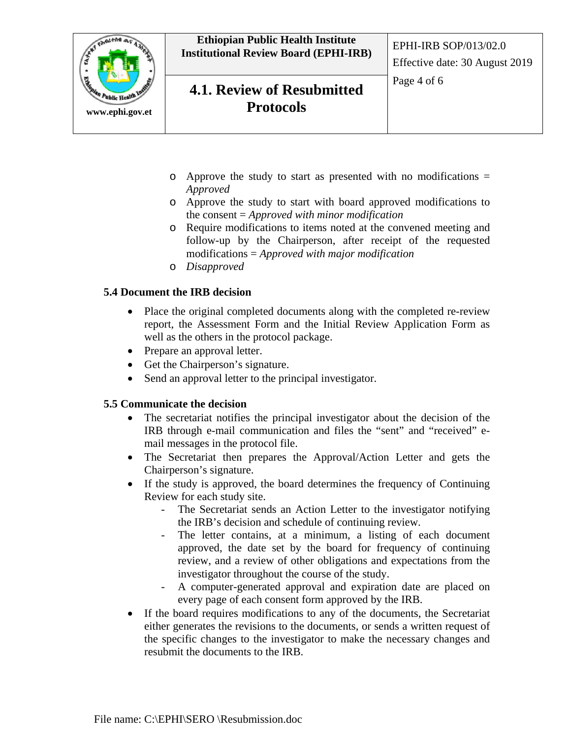- Approve the study to start as presented with no modifications = *Approved*
  - Approve the study to start with board approved modifications to the consent = *Approved with minor modification*
  - Require modifications to items noted at the convened meeting and follow-up by the Chairperson, after receipt of the requested modifications = *Approved with major modification*
  - *Disapproved*

**5.4 Document the IRB decision**

- Place the original completed documents along with the completed re-review report, the Assessment Form and the Initial Review Application Form as well as the others in the protocol package.
- Prepare an approval letter.
- Get the Chairperson's signature.
- Send an approval letter to the principal investigator.

**5.5 Communicate the decision**

- The secretariat notifies the principal investigator about the decision of the IRB through e-mail communication and files the "sent" and "received" e-mail messages in the protocol file.
- The Secretariat then prepares the Approval/Action Letter and gets the Chairperson's signature.
- If the study is approved, the board determines the frequency of Continuing Review for each study site.
  - The Secretariat sends an Action Letter to the investigator notifying the IRB's decision and schedule of continuing review.
  - The letter contains, at a minimum, a listing of each document approved, the date set by the board for frequency of continuing review, and a review of other obligations and expectations from the investigator throughout the course of the study.
  - A computer-generated approval and expiration date are placed on every page of each consent form approved by the IRB.
- If the board requires modifications to any of the documents, the Secretariat either generates the revisions to the documents, or sends a written request of the specific changes to the investigator to make the necessary changes and resubmit the documents to the IRB.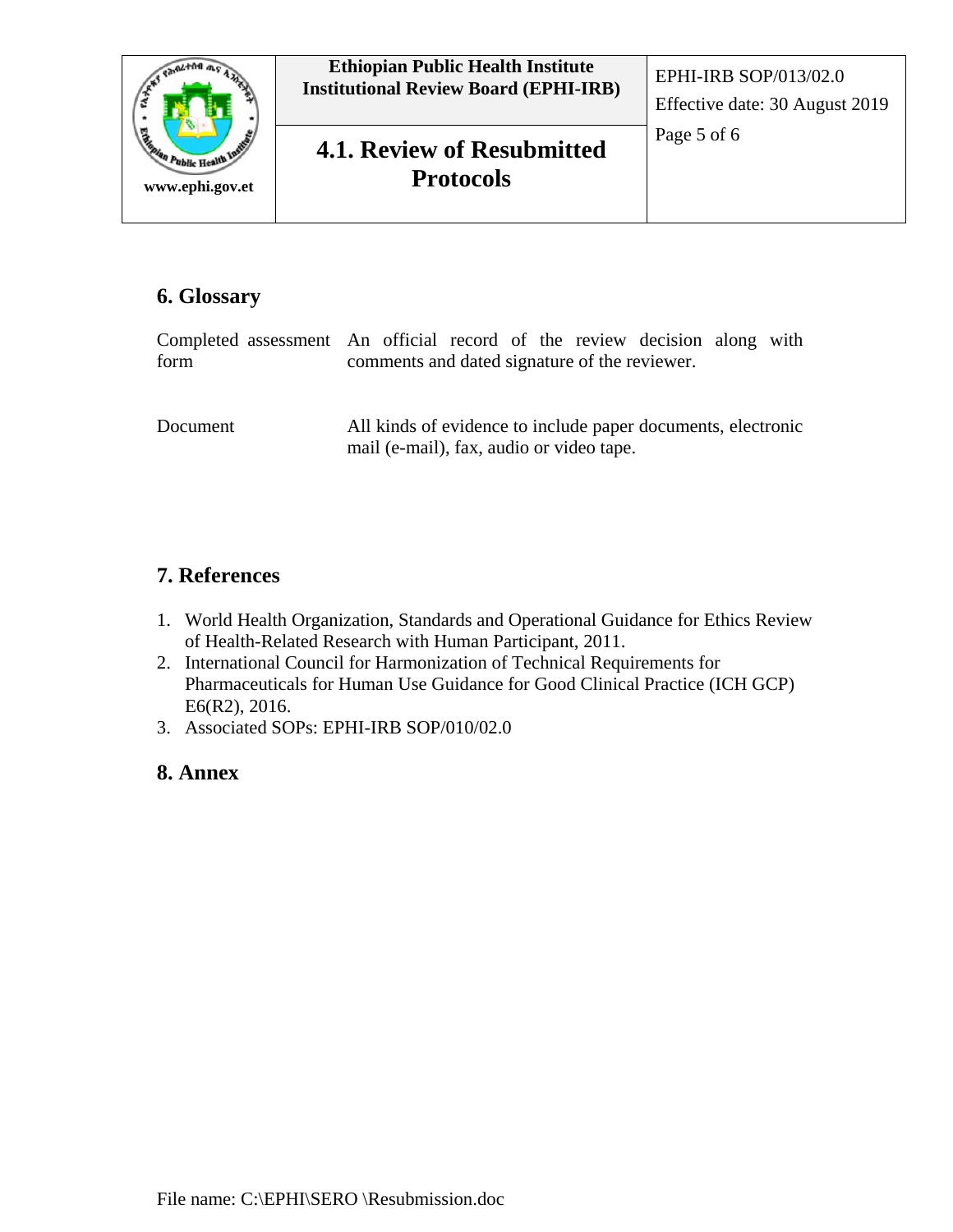## 6. Glossary

| | |
|---|---|
| Completed assessment form | An official record of the review decision along with comments and dated signature of the reviewer. |
| Document | All kinds of evidence to include paper documents, electronic mail (e-mail), fax, audio or video tape. |

## 7. References

1. World Health Organization, Standards and Operational Guidance for Ethics Review of Health-Related Research with Human Participant, 2011.
2. International Council for Harmonization of Technical Requirements for Pharmaceuticals for Human Use Guidance for Good Clinical Practice (ICH GCP) E6(R2), 2016.
3. Associated SOPs: EPHI-IRB SOP/010/02.0

## 8. Annex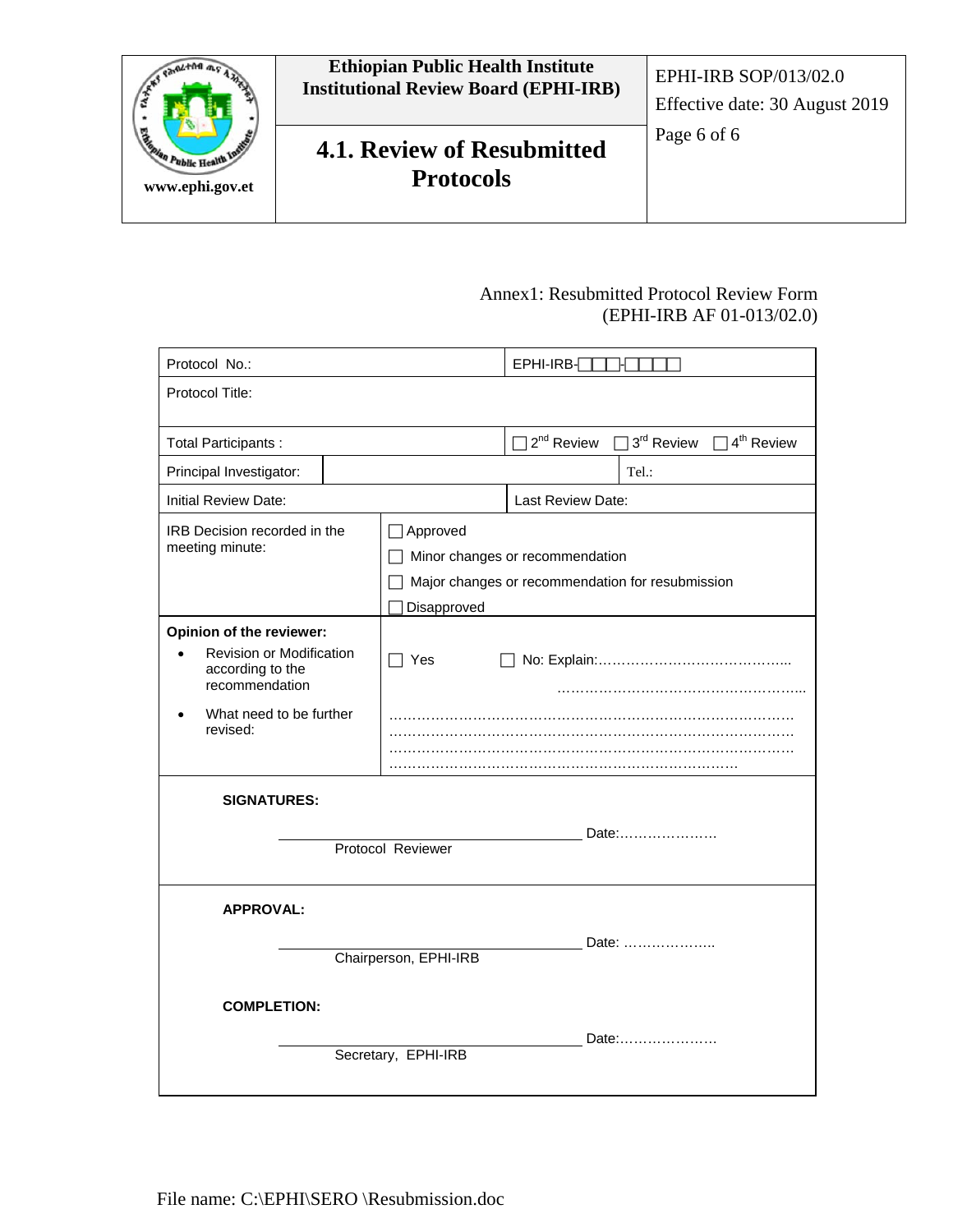Annex1: Resubmitted Protocol Review Form
(EPHI-IRB AF 01-013/02.0)

| | | | |
|---|---|---|---|
| Protocol No.: | | EPHI-IRB-☐☐☐-☐☐☐☐ | |
| Protocol Title: | | | |
| Total Participants : | | ☐ 2nd Review ☐ 3rd Review ☐ 4th Review | |
| Principal Investigator: | | | Tel.: |
| Initial Review Date: | | Last Review Date: | |
| IRB Decision recorded in the meeting minute: | ☐ Approved<br>☐ Minor changes or recommendation<br>☐ Major changes or recommendation for resubmission<br>☐ Disapproved | | |
| **Opinion of the reviewer:**<br>• Revision or Modification according to the recommendation | ☐ Yes ☐ No: Explain:…………………………………...<br>……………………………………………... | | |
| • What need to be further revised: | …………………………………………………………………………….<br>…………………………………………………………………………….<br>…………………………………………………………………………….<br>………………………………………………………………… | | |

**SIGNATURES:**

\_\_\_\_\_\_\_\_\_\_\_\_\_\_\_\_\_\_\_\_\_\_\_\_\_\_\_\_\_\_ Date:…………………
Protocol Reviewer

**APPROVAL:**

\_\_\_\_\_\_\_\_\_\_\_\_\_\_\_\_\_\_\_\_\_\_\_\_\_\_\_\_\_\_ Date: ………………..
Chairperson, EPHI-IRB

**COMPLETION:**

\_\_\_\_\_\_\_\_\_\_\_\_\_\_\_\_\_\_\_\_\_\_\_\_\_\_\_\_\_\_ Date:…………………
Secretary, EPHI-IRB